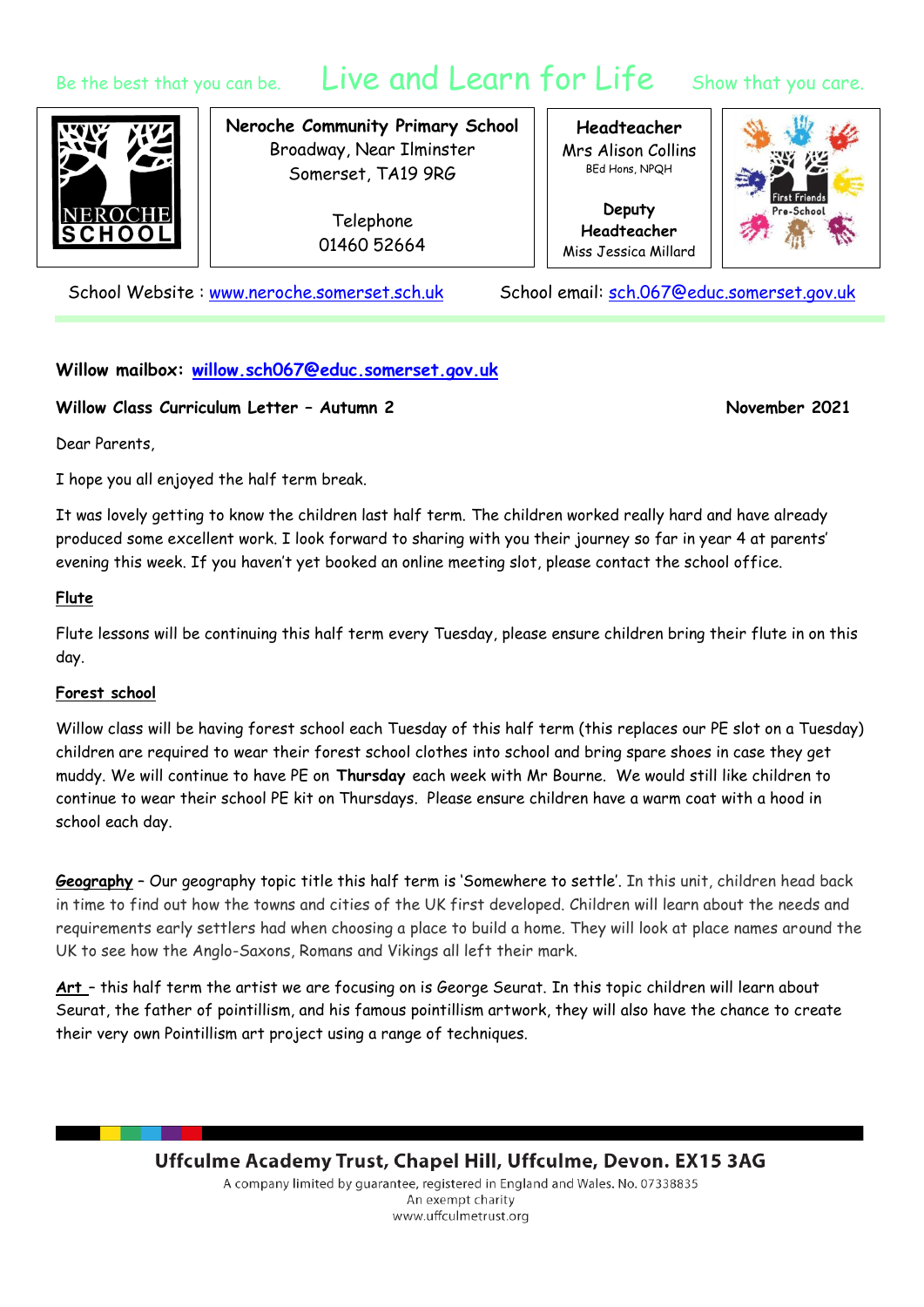Be the best that you can be. Live and Learn for Life Show that you care.

**Neroche Community Primary School**
Broadway, Near Ilminster
Somerset, TA19 9RG

Telephone
01460 52664

**Headteacher**
Mrs Alison Collins
BEd Hons, NPQH

**Deputy Headteacher**
Miss Jessica Millard

School Website : www.neroche.somerset.sch.uk School email: sch.067@educ.somerset.gov.uk

**Willow mailbox: willow.sch067@educ.somerset.gov.uk**

**Willow Class Curriculum Letter – Autumn 2** **November 2021**

Dear Parents,

I hope you all enjoyed the half term break.

It was lovely getting to know the children last half term. The children worked really hard and have already produced some excellent work. I look forward to sharing with you their journey so far in year 4 at parents' evening this week. If you haven't yet booked an online meeting slot, please contact the school office.

**Flute**

Flute lessons will be continuing this half term every Tuesday, please ensure children bring their flute in on this day.

**Forest school**

Willow class will be having forest school each Tuesday of this half term (this replaces our PE slot on a Tuesday) children are required to wear their forest school clothes into school and bring spare shoes in case they get muddy. We will continue to have PE on **Thursday** each week with Mr Bourne. We would still like children to continue to wear their school PE kit on Thursdays. Please ensure children have a warm coat with a hood in school each day.

***Geography*** – Our geography topic title this half term is 'Somewhere to settle'. In this unit, children head back in time to find out how the towns and cities of the UK first developed. Children will learn about the needs and requirements early settlers had when choosing a place to build a home. They will look at place names around the UK to see how the Anglo-Saxons, Romans and Vikings all left their mark.

***Art*** – this half term the artist we are focusing on is George Seurat. In this topic children will learn about Seurat, the father of pointillism, and his famous pointillism artwork, they will also have the chance to create their very own Pointillism art project using a range of techniques.

**Uffculme Academy Trust, Chapel Hill, Uffculme, Devon. EX15 3AG**
A company limited by guarantee, registered in England and Wales. No. 07338835
An exempt charity
www.uffculmetrust.org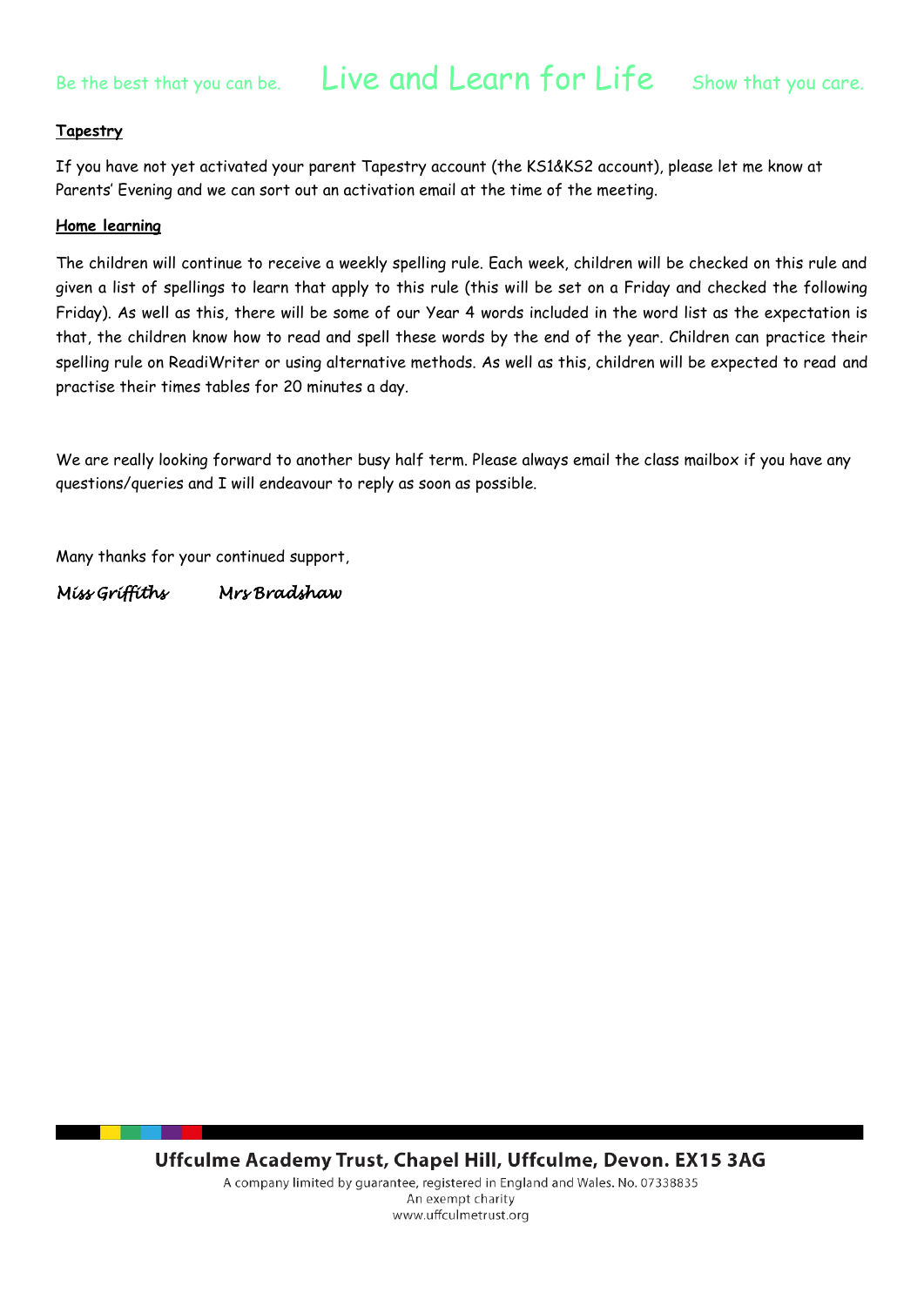**Tapestry**

If you have not yet activated your parent Tapestry account (the KS1&KS2 account), please let me know at Parents' Evening and we can sort out an activation email at the time of the meeting.

**Home learning**

The children will continue to receive a weekly spelling rule. Each week, children will be checked on this rule and given a list of spellings to learn that apply to this rule (this will be set on a Friday and checked the following Friday). As well as this, there will be some of our Year 4 words included in the word list as the expectation is that, the children know how to read and spell these words by the end of the year. Children can practice their spelling rule on ReadiWriter or using alternative methods. As well as this, children will be expected to read and practise their times tables for 20 minutes a day.

We are really looking forward to another busy half term. Please always email the class mailbox if you have any questions/queries and I will endeavour to reply as soon as possible.

Many thanks for your continued support,

*Miss Griffiths* *Mrs Bradshaw*